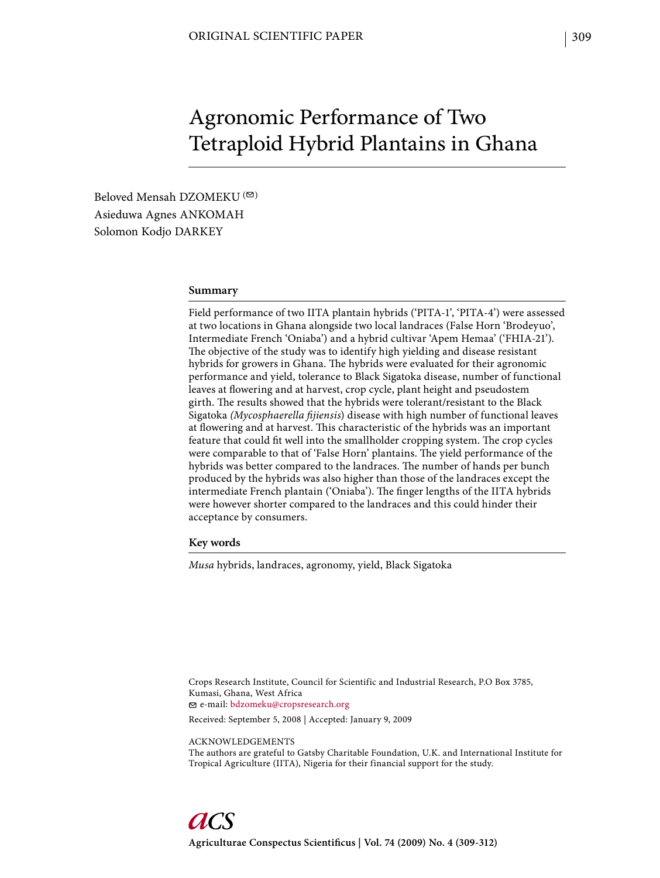ORIGINAL SCIENTIFIC PAPER

# Agronomic Performance of Two Tetraploid Hybrid Plantains in Ghana

Beloved Mensah DZOMEKU (✉)
Asieduwa Agnes ANKOMAH
Solomon Kodjo DARKEY

## Summary

Field performance of two IITA plantain hybrids ('PITA-1', 'PITA-4') were assessed at two locations in Ghana alongside two local landraces (False Horn 'Brodeyuo', Intermediate French 'Oniaba') and a hybrid cultivar 'Apem Hemaa' ('FHIA-21'). The objective of the study was to identify high yielding and disease resistant hybrids for growers in Ghana. The hybrids were evaluated for their agronomic performance and yield, tolerance to Black Sigatoka disease, number of functional leaves at flowering and at harvest, crop cycle, plant height and pseudostem girth. The results showed that the hybrids were tolerant/resistant to the Black Sigatoka *(Mycosphaerella fijiensis)* disease with high number of functional leaves at flowering and at harvest. This characteristic of the hybrids was an important feature that could fit well into the smallholder cropping system. The crop cycles were comparable to that of 'False Horn' plantains. The yield performance of the hybrids was better compared to the landraces. The number of hands per bunch produced by the hybrids was also higher than those of the landraces except the intermediate French plantain ('Oniaba'). The finger lengths of the IITA hybrids were however shorter compared to the landraces and this could hinder their acceptance by consumers.

## Key words

*Musa* hybrids, landraces, agronomy, yield, Black Sigatoka

Crops Research Institute, Council for Scientific and Industrial Research, P.O Box 3785, Kumasi, Ghana, West Africa
✉ e-mail: bdzomeku@cropsresearch.org

Received: September 5, 2008 | Accepted: January 9, 2009

ACKNOWLEDGEMENTS
The authors are grateful to Gatsby Charitable Foundation, U.K. and International Institute for Tropical Agriculture (IITA), Nigeria for their financial support for the study.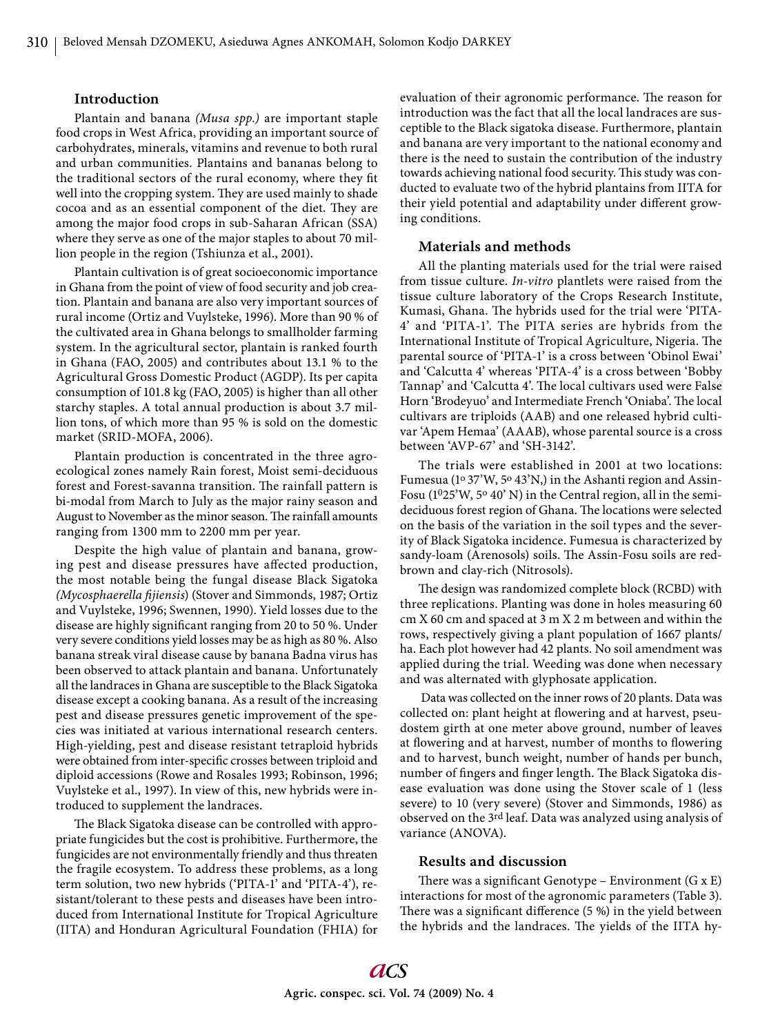## Introduction

Plantain and banana *(Musa spp.)* are important staple food crops in West Africa, providing an important source of carbohydrates, minerals, vitamins and revenue to both rural and urban communities. Plantains and bananas belong to the traditional sectors of the rural economy, where they fit well into the cropping system. They are used mainly to shade cocoa and as an essential component of the diet. They are among the major food crops in sub-Saharan African (SSA) where they serve as one of the major staples to about 70 million people in the region (Tshiunza et al., 2001).

Plantain cultivation is of great socioeconomic importance in Ghana from the point of view of food security and job creation. Plantain and banana are also very important sources of rural income (Ortiz and Vuylsteke, 1996). More than 90 % of the cultivated area in Ghana belongs to smallholder farming system. In the agricultural sector, plantain is ranked fourth in Ghana (FAO, 2005) and contributes about 13.1 % to the Agricultural Gross Domestic Product (AGDP). Its per capita consumption of 101.8 kg (FAO, 2005) is higher than all other starchy staples. A total annual production is about 3.7 million tons, of which more than 95 % is sold on the domestic market (SRID-MOFA, 2006).

Plantain production is concentrated in the three agro-ecological zones namely Rain forest, Moist semi-deciduous forest and Forest-savanna transition. The rainfall pattern is bi-modal from March to July as the major rainy season and August to November as the minor season. The rainfall amounts ranging from 1300 mm to 2200 mm per year.

Despite the high value of plantain and banana, growing pest and disease pressures have affected production, the most notable being the fungal disease Black Sigatoka *(Mycosphaerella fijiensis)* (Stover and Simmonds, 1987; Ortiz and Vuylsteke, 1996; Swennen, 1990). Yield losses due to the disease are highly significant ranging from 20 to 50 %. Under very severe conditions yield losses may be as high as 80 %. Also banana streak viral disease cause by banana Badna virus has been observed to attack plantain and banana. Unfortunately all the landraces in Ghana are susceptible to the Black Sigatoka disease except a cooking banana. As a result of the increasing pest and disease pressures genetic improvement of the species was initiated at various international research centers. High-yielding, pest and disease resistant tetraploid hybrids were obtained from inter-specific crosses between triploid and diploid accessions (Rowe and Rosales 1993; Robinson, 1996; Vuylsteke et al., 1997). In view of this, new hybrids were introduced to supplement the landraces.

The Black Sigatoka disease can be controlled with appropriate fungicides but the cost is prohibitive. Furthermore, the fungicides are not environmentally friendly and thus threaten the fragile ecosystem. To address these problems, as a long term solution, two new hybrids ('PITA-1' and 'PITA-4'), resistant/tolerant to these pests and diseases have been introduced from International Institute for Tropical Agriculture (IITA) and Honduran Agricultural Foundation (FHIA) for evaluation of their agronomic performance. The reason for introduction was the fact that all the local landraces are susceptible to the Black sigatoka disease. Furthermore, plantain and banana are very important to the national economy and there is the need to sustain the contribution of the industry towards achieving national food security. This study was conducted to evaluate two of the hybrid plantains from IITA for their yield potential and adaptability under different growing conditions.

## Materials and methods

All the planting materials used for the trial were raised from tissue culture. *In-vitro* plantlets were raised from the tissue culture laboratory of the Crops Research Institute, Kumasi, Ghana. The hybrids used for the trial were 'PITA-4' and 'PITA-1'. The PITA series are hybrids from the International Institute of Tropical Agriculture, Nigeria. The parental source of 'PITA-1' is a cross between 'Obinol Ewai' and 'Calcutta 4' whereas 'PITA-4' is a cross between 'Bobby Tannap' and 'Calcutta 4'. The local cultivars used were False Horn 'Brodeyuo' and Intermediate French 'Oniaba'. The local cultivars are triploids (AAB) and one released hybrid cultivar 'Apem Hemaa' (AAAB), whose parental source is a cross between 'AVP-67' and 'SH-3142'.

The trials were established in 2001 at two locations: Fumesua ($1^{o}$ 37'W, $5^{o}$ 43'N,) in the Ashanti region and Assin-Fosu ($1^{0}$25'W, $5^{o}$ 40' N) in the Central region, all in the semi-deciduous forest region of Ghana. The locations were selected on the basis of the variation in the soil types and the severity of Black Sigatoka incidence. Fumesua is characterized by sandy-loam (Arenosols) soils. The Assin-Fosu soils are red-brown and clay-rich (Nitrosols).

The design was randomized complete block (RCBD) with three replications. Planting was done in holes measuring 60 cm X 60 cm and spaced at 3 m X 2 m between and within the rows, respectively giving a plant population of 1667 plants/ha. Each plot however had 42 plants. No soil amendment was applied during the trial. Weeding was done when necessary and was alternated with glyphosate application.

Data was collected on the inner rows of 20 plants. Data was collected on: plant height at flowering and at harvest, pseudostem girth at one meter above ground, number of leaves at flowering and at harvest, number of months to flowering and to harvest, bunch weight, number of hands per bunch, number of fingers and finger length. The Black Sigatoka disease evaluation was done using the Stover scale of 1 (less severe) to 10 (very severe) (Stover and Simmonds, 1986) as observed on the 3rd leaf. Data was analyzed using analysis of variance (ANOVA).

## Results and discussion

There was a significant Genotype – Environment (G x E) interactions for most of the agronomic parameters (Table 3). There was a significant difference (5 %) in the yield between the hybrids and the landraces. The yields of the IITA hy-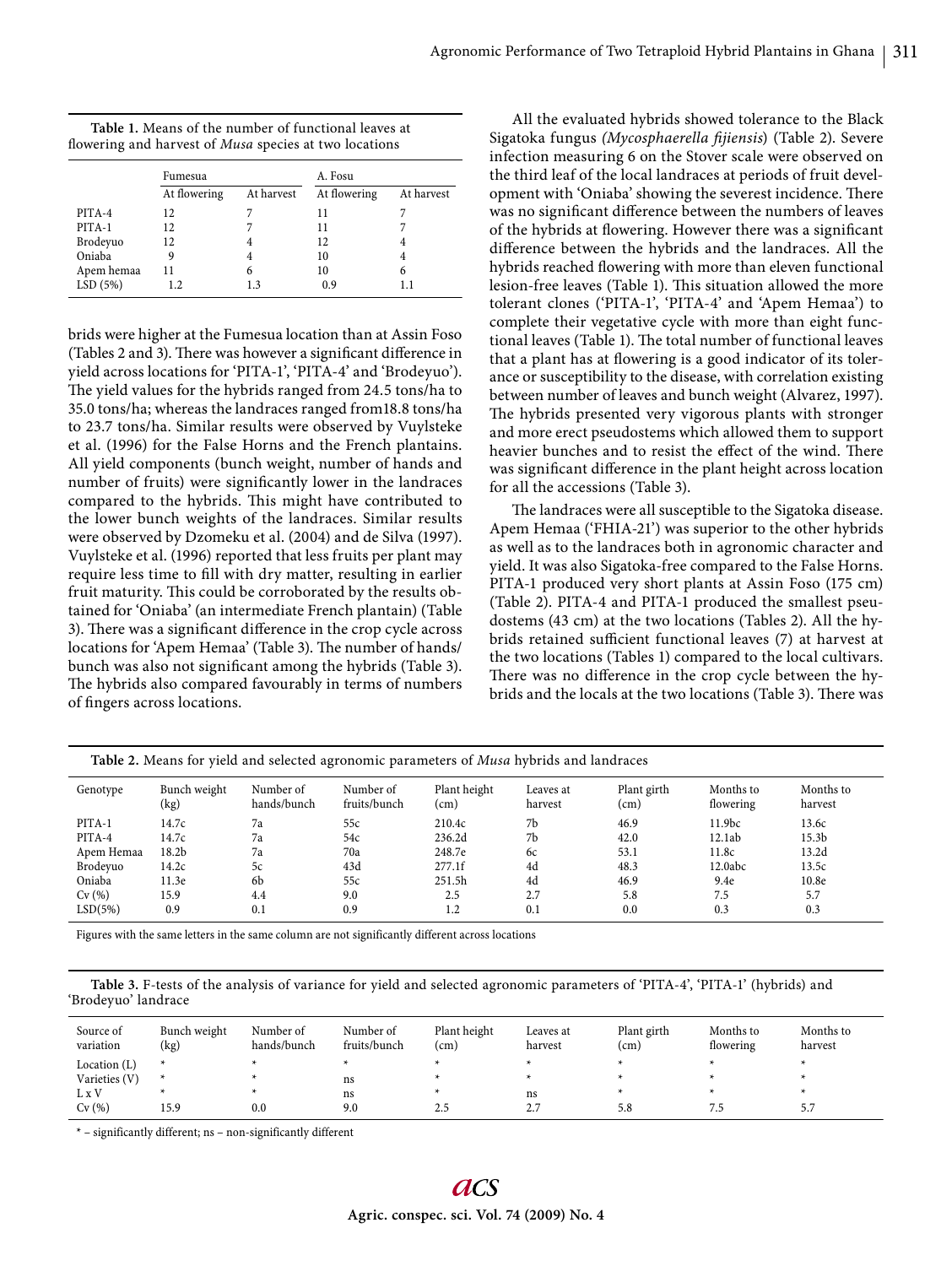**Table 1.** Means of the number of functional leaves at flowering and harvest of *Musa* species at two locations

| | Fumesua | | A. Fosu | |
|---|---|---|---|---|
| | At flowering | At harvest | At flowering | At harvest |
| PITA-4 | 12 | 7 | 11 | 7 |
| PITA-1 | 12 | 7 | 11 | 7 |
| Brodeyuo | 12 | 4 | 12 | 4 |
| Oniaba | 9 | 4 | 10 | 4 |
| Apem hemaa | 11 | 6 | 10 | 6 |
| LSD (5%) | 1.2 | 1.3 | 0.9 | 1.1 |

brids were higher at the Fumesua location than at Assin Foso (Tables 2 and 3). There was however a significant difference in yield across locations for 'PITA-1', 'PITA-4' and 'Brodeyuo'). The yield values for the hybrids ranged from 24.5 tons/ha to 35.0 tons/ha; whereas the landraces ranged from18.8 tons/ha to 23.7 tons/ha. Similar results were observed by Vuylsteke et al. (1996) for the False Horns and the French plantains. All yield components (bunch weight, number of hands and number of fruits) were significantly lower in the landraces compared to the hybrids. This might have contributed to the lower bunch weights of the landraces. Similar results were observed by Dzomeku et al. (2004) and de Silva (1997). Vuylsteke et al. (1996) reported that less fruits per plant may require less time to fill with dry matter, resulting in earlier fruit maturity. This could be corroborated by the results obtained for 'Oniaba' (an intermediate French plantain) (Table 3). There was a significant difference in the crop cycle across locations for 'Apem Hemaa' (Table 3). The number of hands/bunch was also not significant among the hybrids (Table 3). The hybrids also compared favourably in terms of numbers of fingers across locations.

All the evaluated hybrids showed tolerance to the Black Sigatoka fungus *(Mycosphaerella fijiensis)* (Table 2). Severe infection measuring 6 on the Stover scale were observed on the third leaf of the local landraces at periods of fruit development with 'Oniaba' showing the severest incidence. There was no significant difference between the numbers of leaves of the hybrids at flowering. However there was a significant difference between the hybrids and the landraces. All the hybrids reached flowering with more than eleven functional lesion-free leaves (Table 1). This situation allowed the more tolerant clones ('PITA-1', 'PITA-4' and 'Apem Hemaa') to complete their vegetative cycle with more than eight functional leaves (Table 1). The total number of functional leaves that a plant has at flowering is a good indicator of its tolerance or susceptibility to the disease, with correlation existing between number of leaves and bunch weight (Alvarez, 1997). The hybrids presented very vigorous plants with stronger and more erect pseudostems which allowed them to support heavier bunches and to resist the effect of the wind. There was significant difference in the plant height across location for all the accessions (Table 3).

The landraces were all susceptible to the Sigatoka disease. Apem Hemaa ('FHIA-21') was superior to the other hybrids as well as to the landraces both in agronomic character and yield. It was also Sigatoka-free compared to the False Horns. PITA-1 produced very short plants at Assin Foso (175 cm) (Table 2). PITA-4 and PITA-1 produced the smallest pseudostems (43 cm) at the two locations (Tables 2). All the hybrids retained sufficient functional leaves (7) at harvest at the two locations (Tables 1) compared to the local cultivars. There was no difference in the crop cycle between the hybrids and the locals at the two locations (Table 3). There was

**Table 2.** Means for yield and selected agronomic parameters of *Musa* hybrids and landraces

| Genotype | Bunch weight (kg) | Number of hands/bunch | Number of fruits/bunch | Plant height (cm) | Leaves at harvest | Plant girth (cm) | Months to flowering | Months to harvest |
|---|---|---|---|---|---|---|---|---|
| PITA-1 | 14.7c | 7a | 55c | 210.4c | 7b | 46.9 | 11.9bc | 13.6c |
| PITA-4 | 14.7c | 7a | 54c | 236.2d | 7b | 42.0 | 12.1ab | 15.3b |
| Apem Hemaa | 18.2b | 7a | 70a | 248.7e | 6c | 53.1 | 11.8c | 13.2d |
| Brodeyuo | 14.2c | 5c | 43d | 277.1f | 4d | 48.3 | 12.0abc | 13.5c |
| Oniaba | 11.3e | 6b | 55c | 251.5h | 4d | 46.9 | 9.4e | 10.8e |
| Cv (%) | 15.9 | 4.4 | 9.0 | 2.5 | 2.7 | 5.8 | 7.5 | 5.7 |
| LSD(5%) | 0.9 | 0.1 | 0.9 | 1.2 | 0.1 | 0.0 | 0.3 | 0.3 |

Figures with the same letters in the same column are not significantly different across locations

**Table 3.** F-tests of the analysis of variance for yield and selected agronomic parameters of 'PITA-4', 'PITA-1' (hybrids) and 'Brodeyuo' landrace

| Source of variation | Bunch weight (kg) | Number of hands/bunch | Number of fruits/bunch | Plant height (cm) | Leaves at harvest | Plant girth (cm) | Months to flowering | Months to harvest |
|---|---|---|---|---|---|---|---|---|
| Location (L) | * | * | * | * | * | * | * | * |
| Varieties (V) | * | * | ns | * | * | * | * | * |
| L x V | * | * | ns | * | ns | * | * | * |
| Cv (%) | 15.9 | 0.0 | 9.0 | 2.5 | 2.7 | 5.8 | 7.5 | 5.7 |

* – significantly different; ns – non-significantly different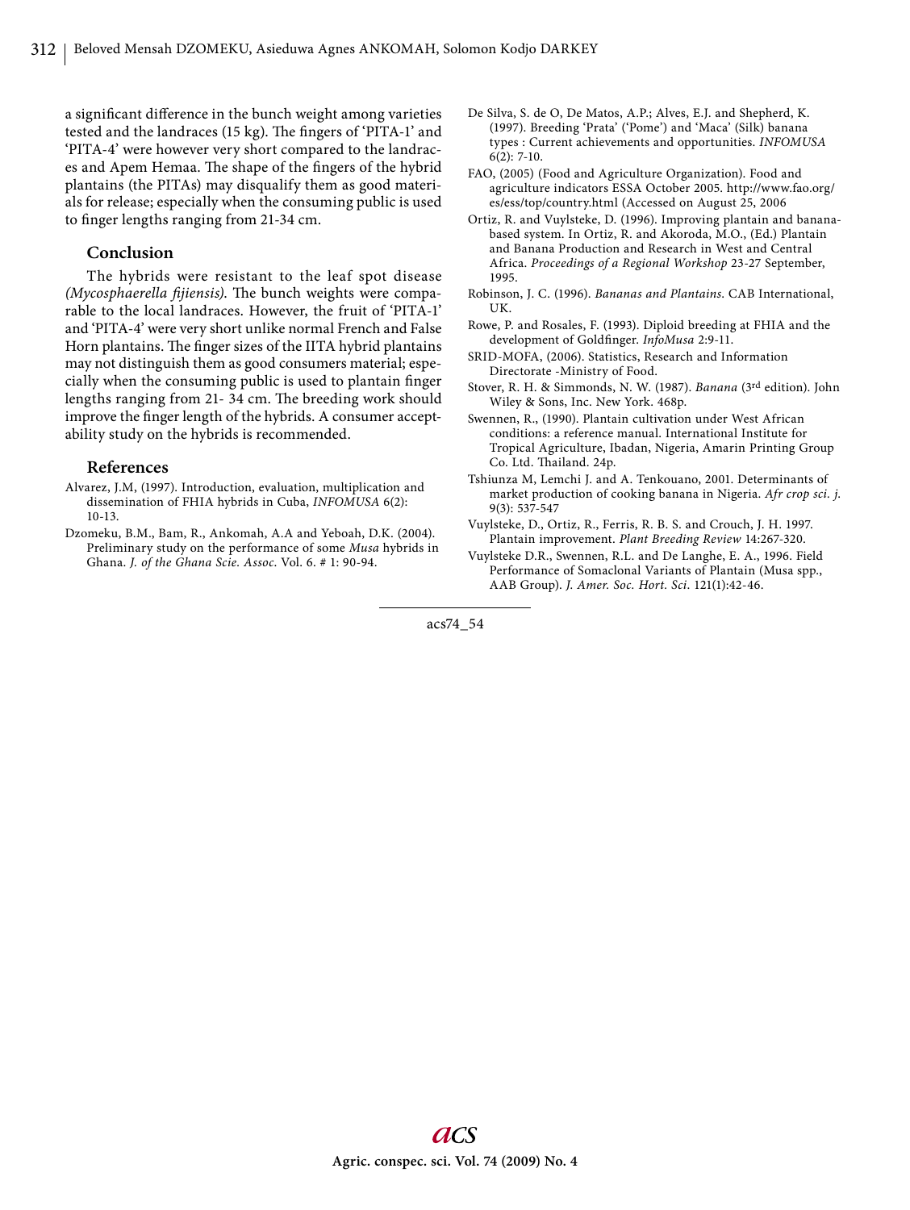a significant difference in the bunch weight among varieties tested and the landraces (15 kg). The fingers of 'PITA-1' and 'PITA-4' were however very short compared to the landraces and Apem Hemaa. The shape of the fingers of the hybrid plantains (the PITAs) may disqualify them as good materials for release; especially when the consuming public is used to finger lengths ranging from 21-34 cm.

## Conclusion

The hybrids were resistant to the leaf spot disease *(Mycosphaerella fijiensis)*. The bunch weights were comparable to the local landraces. However, the fruit of 'PITA-1' and 'PITA-4' were very short unlike normal French and False Horn plantains. The finger sizes of the IITA hybrid plantains may not distinguish them as good consumers material; especially when the consuming public is used to plantain finger lengths ranging from 21- 34 cm. The breeding work should improve the finger length of the hybrids. A consumer acceptability study on the hybrids is recommended.

## References

Alvarez, J.M, (1997). Introduction, evaluation, multiplication and dissemination of FHIA hybrids in Cuba, *INFOMUSA* 6(2): 10-13.

Dzomeku, B.M., Bam, R., Ankomah, A.A and Yeboah, D.K. (2004). Preliminary study on the performance of some *Musa* hybrids in Ghana. *J. of the Ghana Scie. Assoc*. Vol. 6. # 1: 90-94.

De Silva, S. de O, De Matos, A.P.; Alves, E.J. and Shepherd, K. (1997). Breeding 'Prata' ('Pome') and 'Maca' (Silk) banana types : Current achievements and opportunities. *INFOMUSA* 6(2): 7-10.

FAO, (2005) (Food and Agriculture Organization). Food and agriculture indicators ESSA October 2005. http://www.fao.org/es/ess/top/country.html (Accessed on August 25, 2006

Ortiz, R. and Vuylsteke, D. (1996). Improving plantain and banana-based system. In Ortiz, R. and Akoroda, M.O., (Ed.) Plantain and Banana Production and Research in West and Central Africa. *Proceedings of a Regional Workshop* 23-27 September, 1995.

Robinson, J. C. (1996). *Bananas and Plantains*. CAB International, UK.

Rowe, P. and Rosales, F. (1993). Diploid breeding at FHIA and the development of Goldfinger. *InfoMusa* 2:9-11.

SRID-MOFA, (2006). Statistics, Research and Information Directorate -Ministry of Food.

Stover, R. H. & Simmonds, N. W. (1987). *Banana* (3rd edition). John Wiley & Sons, Inc. New York. 468p.

Swennen, R., (1990). Plantain cultivation under West African conditions: a reference manual. International Institute for Tropical Agriculture, Ibadan, Nigeria, Amarin Printing Group Co. Ltd. Thailand. 24p.

Tshiunza M, Lemchi J. and A. Tenkouano, 2001. Determinants of market production of cooking banana in Nigeria. *Afr crop sci. j*. 9(3): 537-547

Vuylsteke, D., Ortiz, R., Ferris, R. B. S. and Crouch, J. H. 1997. Plantain improvement. *Plant Breeding Review* 14:267-320.

Vuylsteke D.R., Swennen, R.L. and De Langhe, E. A., 1996. Field Performance of Somaclonal Variants of Plantain (Musa spp., AAB Group). *J. Amer. Soc. Hort. Sci*. 121(1):42-46.

acs74_54